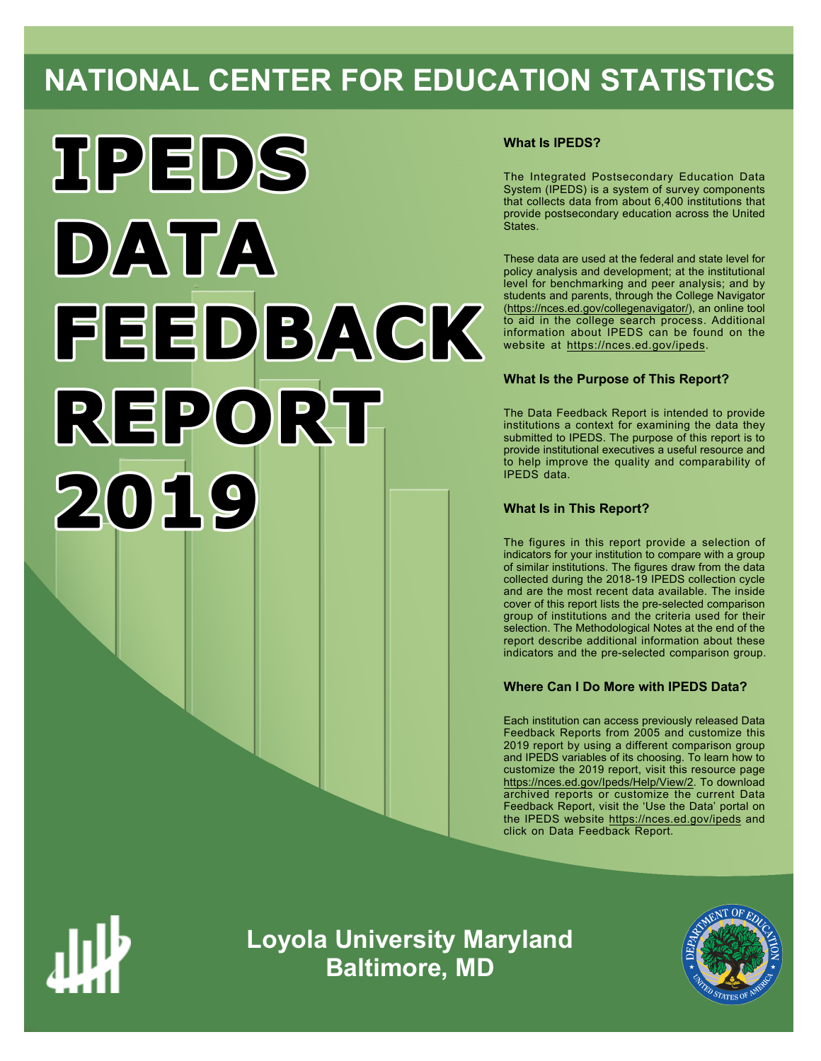# NATIONAL CENTER FOR EDUCATION STATISTICS

# IPEDS DATA FEEDBACK REPORT 2019

### What Is IPEDS?

The Integrated Postsecondary Education Data System (IPEDS) is a system of survey components that collects data from about 6,400 institutions that provide postsecondary education across the United States.

These data are used at the federal and state level for policy analysis and development; at the institutional level for benchmarking and peer analysis; and by students and parents, through the College Navigator (https://nces.ed.gov/collegenavigator/), an online tool to aid in the college search process. Additional information about IPEDS can be found on the website at https://nces.ed.gov/ipeds.

### What Is the Purpose of This Report?

The Data Feedback Report is intended to provide institutions a context for examining the data they submitted to IPEDS. The purpose of this report is to provide institutional executives a useful resource and to help improve the quality and comparability of IPEDS data.

### What Is in This Report?

The figures in this report provide a selection of indicators for your institution to compare with a group of similar institutions. The figures draw from the data collected during the 2018-19 IPEDS collection cycle and are the most recent data available. The inside cover of this report lists the pre-selected comparison group of institutions and the criteria used for their selection. The Methodological Notes at the end of the report describe additional information about these indicators and the pre-selected comparison group.

### Where Can I Do More with IPEDS Data?

Each institution can access previously released Data Feedback Reports from 2005 and customize this 2019 report by using a different comparison group and IPEDS variables of its choosing. To learn how to customize the 2019 report, visit this resource page https://nces.ed.gov/Ipeds/Help/View/2. To download archived reports or customize the current Data Feedback Report, visit the 'Use the Data' portal on the IPEDS website https://nces.ed.gov/ipeds and click on Data Feedback Report.

**Loyola University Maryland**
**Baltimore, MD**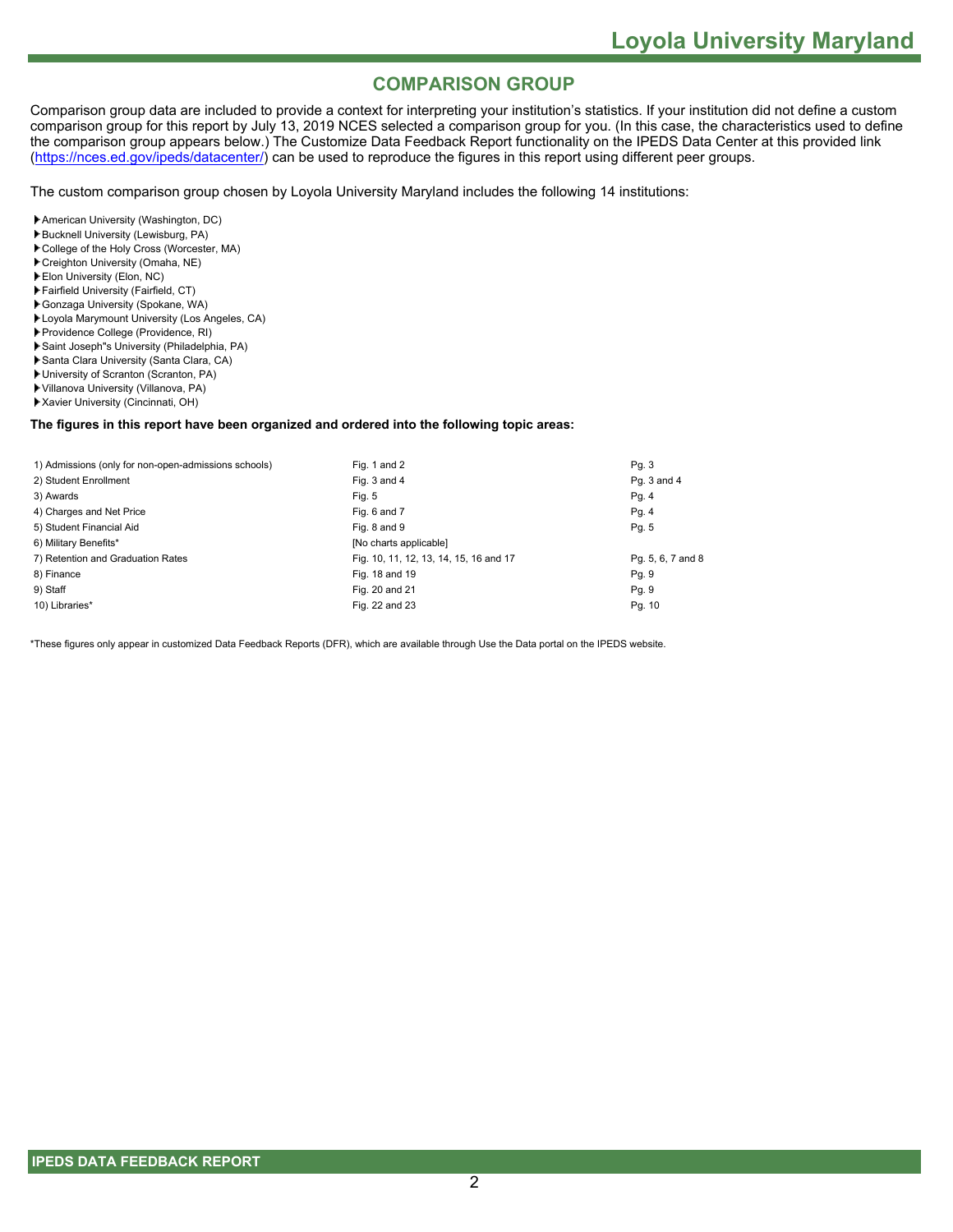## COMPARISON GROUP

Comparison group data are included to provide a context for interpreting your institution's statistics. If your institution did not define a custom comparison group for this report by July 13, 2019 NCES selected a comparison group for you. (In this case, the characteristics used to define the comparison group appears below.) The Customize Data Feedback Report functionality on the IPEDS Data Center at this provided link (https://nces.ed.gov/ipeds/datacenter/) can be used to reproduce the figures in this report using different peer groups.

The custom comparison group chosen by Loyola University Maryland includes the following 14 institutions:

- American University (Washington, DC)
- Bucknell University (Lewisburg, PA)
- College of the Holy Cross (Worcester, MA)
- Creighton University (Omaha, NE)
- Elon University (Elon, NC)
- Fairfield University (Fairfield, CT)
- Gonzaga University (Spokane, WA)
- Loyola Marymount University (Los Angeles, CA)
- Providence College (Providence, RI)
- Saint Joseph"s University (Philadelphia, PA)
- Santa Clara University (Santa Clara, CA)
- University of Scranton (Scranton, PA)
- Villanova University (Villanova, PA)
- Xavier University (Cincinnati, OH)

**The figures in this report have been organized and ordered into the following topic areas:**

| Topic | Figures | Pages |
|---|---|---|
| 1) Admissions (only for non-open-admissions schools) | Fig. 1 and 2 | Pg. 3 |
| 2) Student Enrollment | Fig. 3 and 4 | Pg. 3 and 4 |
| 3) Awards | Fig. 5 | Pg. 4 |
| 4) Charges and Net Price | Fig. 6 and 7 | Pg. 4 |
| 5) Student Financial Aid | Fig. 8 and 9 | Pg. 5 |
| 6) Military Benefits* | [No charts applicable] | |
| 7) Retention and Graduation Rates | Fig. 10, 11, 12, 13, 14, 15, 16 and 17 | Pg. 5, 6, 7 and 8 |
| 8) Finance | Fig. 18 and 19 | Pg. 9 |
| 9) Staff | Fig. 20 and 21 | Pg. 9 |
| 10) Libraries* | Fig. 22 and 23 | Pg. 10 |

*These figures only appear in customized Data Feedback Reports (DFR), which are available through Use the Data portal on the IPEDS website.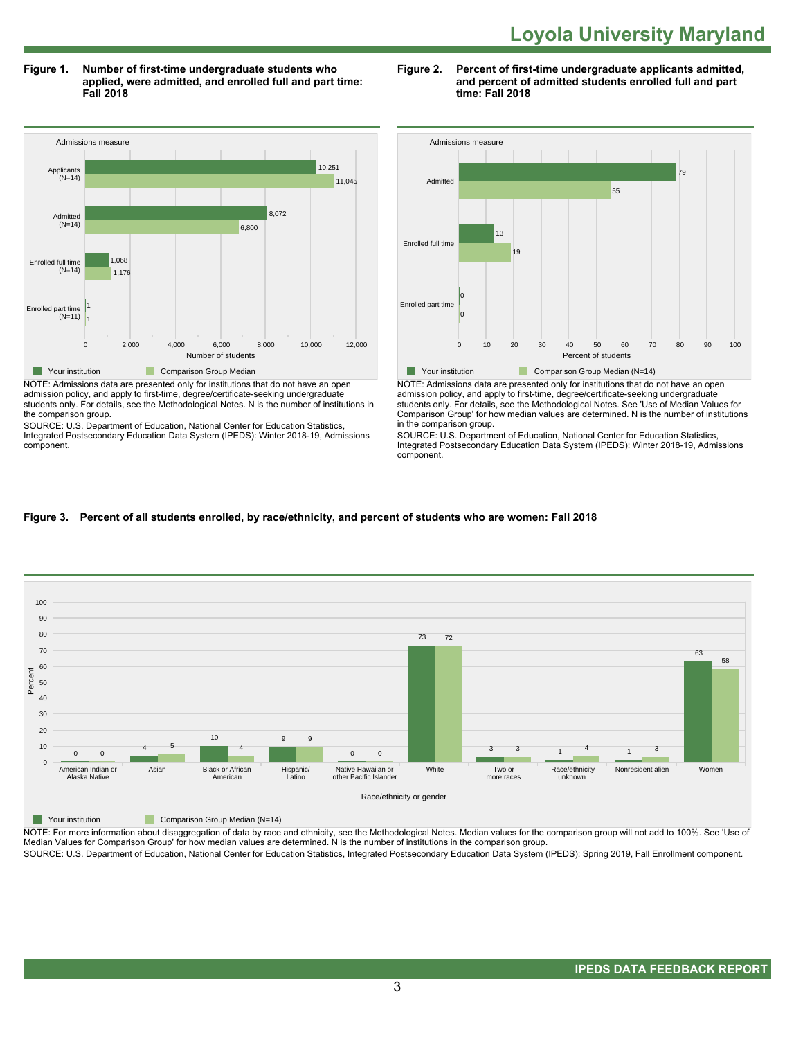# Loyola University Maryland

**Figure 1. Number of first-time undergraduate students who applied, were admitted, and enrolled full and part time: Fall 2018**

| Admissions measure | Your institution | Comparison Group Median |
| --- | --- | --- |
| Applicants (N=14) | 10,251 | 11,045 |
| Admitted (N=14) | 8,072 | 6,800 |
| Enrolled full time (N=14) | 1,068 | 1,176 |
| Enrolled part time (N=11) | 1 | 1 |

NOTE: Admissions data are presented only for institutions that do not have an open admission policy, and apply to first-time, degree/certificate-seeking undergraduate students only. For details, see the Methodological Notes. N is the number of institutions in the comparison group.

SOURCE: U.S. Department of Education, National Center for Education Statistics, Integrated Postsecondary Education Data System (IPEDS): Winter 2018-19, Admissions component.

**Figure 2. Percent of first-time undergraduate applicants admitted, and percent of admitted students enrolled full and part time: Fall 2018**

| Admissions measure | Your institution | Comparison Group Median (N=14) |
| --- | --- | --- |
| Admitted | 79 | 55 |
| Enrolled full time | 13 | 19 |
| Enrolled part time | 0 | 0 |

NOTE: Admissions data are presented only for institutions that do not have an open admission policy, and apply to first-time, degree/certificate-seeking undergraduate students only. For details, see the Methodological Notes. See 'Use of Median Values for Comparison Group' for how median values are determined. N is the number of institutions in the comparison group.

SOURCE: U.S. Department of Education, National Center for Education Statistics, Integrated Postsecondary Education Data System (IPEDS): Winter 2018-19, Admissions component.

**Figure 3. Percent of all students enrolled, by race/ethnicity, and percent of students who are women: Fall 2018**

| Race/ethnicity or gender | Your institution | Comparison Group Median (N=14) |
| --- | --- | --- |
| American Indian or Alaska Native | 0 | 0 |
| Asian | 4 | 5 |
| Black or African American | 10 | 4 |
| Hispanic/Latino | 9 | 9 |
| Native Hawaiian or other Pacific Islander | 0 | 0 |
| White | 73 | 72 |
| Two or more races | 3 | 3 |
| Race/ethnicity unknown | 1 | 4 |
| Nonresident alien | 1 | 3 |
| Women | 63 | 58 |

NOTE: For more information about disaggregation of data by race and ethnicity, see the Methodological Notes. Median values for the comparison group will not add to 100%. See 'Use of Median Values for Comparison Group' for how median values are determined. N is the number of institutions in the comparison group.

SOURCE: U.S. Department of Education, National Center for Education Statistics, Integrated Postsecondary Education Data System (IPEDS): Spring 2019, Fall Enrollment component.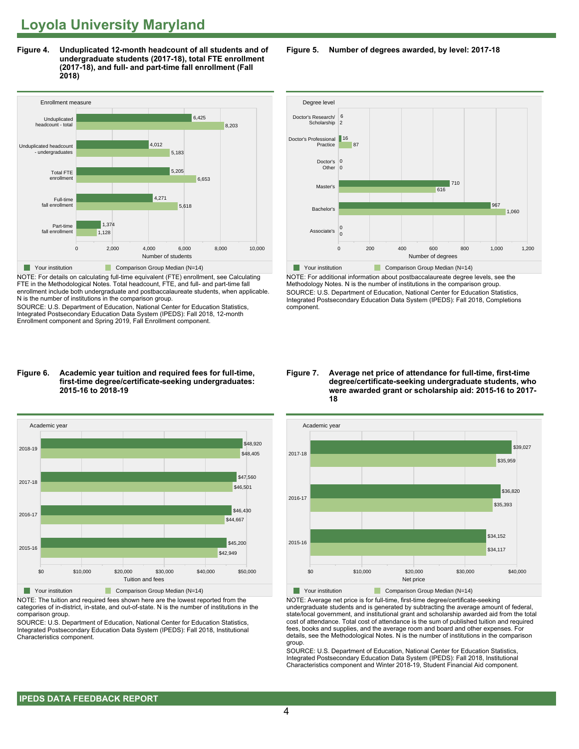# Loyola University Maryland

**Figure 4. Unduplicated 12-month headcount of all students and of undergraduate students (2017-18), total FTE enrollment (2017-18), and full- and part-time fall enrollment (Fall 2018)**

| Enrollment measure | Your institution | Comparison Group Median (N=14) |
| --- | --- | --- |
| Unduplicated headcount - total | 6,425 | 8,203 |
| Unduplicated headcount - undergraduates | 4,012 | 5,183 |
| Total FTE enrollment | 5,205 | 6,653 |
| Full-time fall enrollment | 4,271 | 5,618 |
| Part-time fall enrollment | 1,374 | 1,128 |

NOTE: For details on calculating full-time equivalent (FTE) enrollment, see Calculating FTE in the Methodological Notes. Total headcount, FTE, and full- and part-time fall enrollment include both undergraduate and postbaccalaureate students, when applicable. N is the number of institutions in the comparison group.

SOURCE: U.S. Department of Education, National Center for Education Statistics, Integrated Postsecondary Education Data System (IPEDS): Fall 2018, 12-month Enrollment component and Spring 2019, Fall Enrollment component.

**Figure 5. Number of degrees awarded, by level: 2017-18**

| Degree level | Your institution | Comparison Group Median (N=14) |
| --- | --- | --- |
| Doctor's Research/ Scholarship | 6 | 2 |
| Doctor's Professional Practice | 16 | 87 |
| Doctor's Other | 0 | 0 |
| Master's | 710 | 616 |
| Bachelor's | 967 | 1,060 |
| Associate's | 0 | 0 |

NOTE: For additional information about postbaccalaureate degree levels, see the Methodology Notes. N is the number of institutions in the comparison group.

SOURCE: U.S. Department of Education, National Center for Education Statistics, Integrated Postsecondary Education Data System (IPEDS): Fall 2018, Completions component.

**Figure 6. Academic year tuition and required fees for full-time, first-time degree/certificate-seeking undergraduates: 2015-16 to 2018-19**

| Academic year | Your institution | Comparison Group Median (N=14) |
| --- | --- | --- |
| 2018-19 | $48,920 | $48,405 |
| 2017-18 | $47,560 | $46,501 |
| 2016-17 | $46,430 | $44,667 |
| 2015-16 | $45,200 | $42,949 |

NOTE: The tuition and required fees shown here are the lowest reported from the categories of in-district, in-state, and out-of-state. N is the number of institutions in the comparison group.

SOURCE: U.S. Department of Education, National Center for Education Statistics, Integrated Postsecondary Education Data System (IPEDS): Fall 2018, Institutional Characteristics component.

**Figure 7. Average net price of attendance for full-time, first-time degree/certificate-seeking undergraduate students, who were awarded grant or scholarship aid: 2015-16 to 2017-18**

| Academic year | Your institution | Comparison Group Median (N=14) |
| --- | --- | --- |
| 2017-18 | $39,027 | $35,959 |
| 2016-17 | $36,820 | $35,393 |
| 2015-16 | $34,152 | $34,117 |

NOTE: Average net price is for full-time, first-time degree/certificate-seeking undergraduate students and is generated by subtracting the average amount of federal, state/local government, and institutional grant and scholarship awarded aid from the total cost of attendance. Total cost of attendance is the sum of published tuition and required fees, books and supplies, and the average room and board and other expenses. For details, see the Methodological Notes. N is the number of institutions in the comparison group.

SOURCE: U.S. Department of Education, National Center for Education Statistics, Integrated Postsecondary Education Data System (IPEDS): Fall 2018, Institutional Characteristics component and Winter 2018-19, Student Financial Aid component.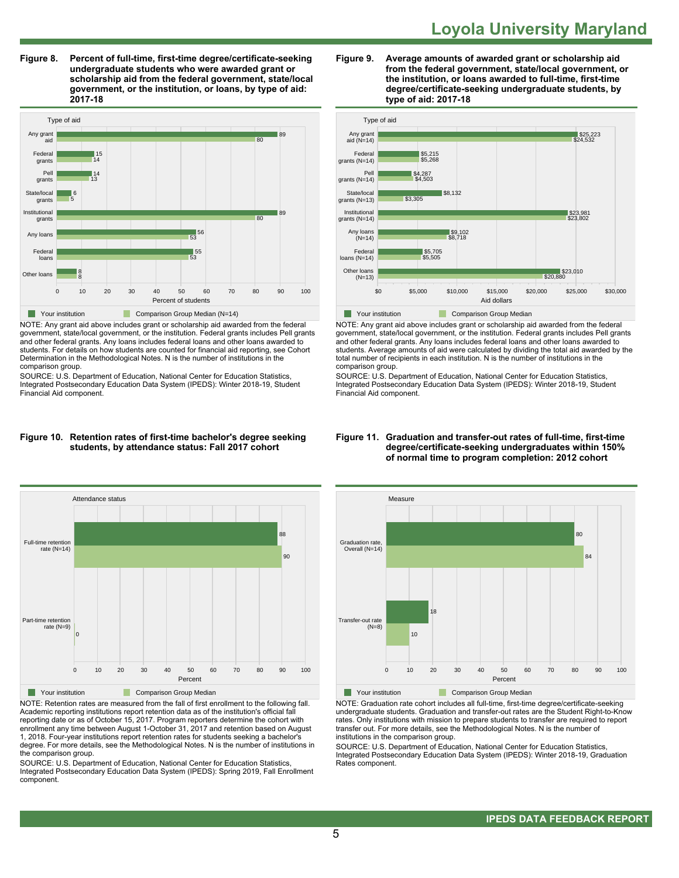# Loyola University Maryland

**Figure 8. Percent of full-time, first-time degree/certificate-seeking undergraduate students who were awarded grant or scholarship aid from the federal government, state/local government, or the institution, or loans, by type of aid: 2017-18**

| Type of aid | Your institution | Comparison Group Median (N=14) |
| --- | --- | --- |
| Any grant aid | 89 | 80 |
| Federal grants | 15 | 14 |
| Pell grants | 14 | 13 |
| State/local grants | 6 | 5 |
| Institutional grants | 89 | 80 |
| Any loans | 56 | 53 |
| Federal loans | 55 | 53 |
| Other loans | 8 | 8 |

Percent of students

NOTE: Any grant aid above includes grant or scholarship aid awarded from the federal government, state/local government, or the institution. Federal grants includes Pell grants and other federal grants. Any loans includes federal loans and other loans awarded to students. For details on how students are counted for financial aid reporting, see Cohort Determination in the Methodological Notes. N is the number of institutions in the comparison group.

SOURCE: U.S. Department of Education, National Center for Education Statistics, Integrated Postsecondary Education Data System (IPEDS): Winter 2018-19, Student Financial Aid component.

**Figure 9. Average amounts of awarded grant or scholarship aid from the federal government, state/local government, or the institution, or loans awarded to full-time, first-time degree/certificate-seeking undergraduate students, by type of aid: 2017-18**

| Type of aid | Your institution | Comparison Group Median |
| --- | --- | --- |
| Any grant aid (N=14) | $25,223 | $24,532 |
| Federal grants (N=14) | $5,215 | $5,268 |
| Pell grants (N=14) | $4,287 | $4,503 |
| State/local grants (N=13) | $8,132 | $3,305 |
| Institutional grants (N=14) | $23,981 | $23,802 |
| Any loans (N=14) | $9,102 | $8,718 |
| Federal loans (N=14) | $5,705 | $5,505 |
| Other loans (N=13) | $23,010 | $20,880 |

Aid dollars

NOTE: Any grant aid above includes grant or scholarship aid awarded from the federal government, state/local government, or the institution. Federal grants includes Pell grants and other federal grants. Any loans includes federal loans and other loans awarded to students. Average amounts of aid were calculated by dividing the total aid awarded by the total number of recipients in each institution. N is the number of institutions in the comparison group.

SOURCE: U.S. Department of Education, National Center for Education Statistics, Integrated Postsecondary Education Data System (IPEDS): Winter 2018-19, Student Financial Aid component.

**Figure 10. Retention rates of first-time bachelor's degree seeking students, by attendance status: Fall 2017 cohort**

| Attendance status | Your institution | Comparison Group Median |
| --- | --- | --- |
| Full-time retention rate (N=14) | 88 | 90 |
| Part-time retention rate (N=9) | | 0 |

Percent

NOTE: Retention rates are measured from the fall of first enrollment to the following fall. Academic reporting institutions report retention data as of the institution's official fall reporting date or as of October 15, 2017. Program reporters determine the cohort with enrollment any time between August 1-October 31, 2017 and retention based on August 1, 2018. Four-year institutions report retention rates for students seeking a bachelor's degree. For more details, see the Methodological Notes. N is the number of institutions in the comparison group.

SOURCE: U.S. Department of Education, National Center for Education Statistics, Integrated Postsecondary Education Data System (IPEDS): Spring 2019, Fall Enrollment component.

**Figure 11. Graduation and transfer-out rates of full-time, first-time degree/certificate-seeking undergraduates within 150% of normal time to program completion: 2012 cohort**

| Measure | Your institution | Comparison Group Median |
| --- | --- | --- |
| Graduation rate, Overall (N=14) | 80 | 84 |
| Transfer-out rate (N=8) | 18 | 10 |

Percent

NOTE: Graduation rate cohort includes all full-time, first-time degree/certificate-seeking undergraduate students. Graduation and transfer-out rates are the Student Right-to-Know rates. Only institutions with mission to prepare students to transfer are required to report transfer out. For more details, see the Methodological Notes. N is the number of institutions in the comparison group.

SOURCE: U.S. Department of Education, National Center for Education Statistics, Integrated Postsecondary Education Data System (IPEDS): Winter 2018-19, Graduation Rates component.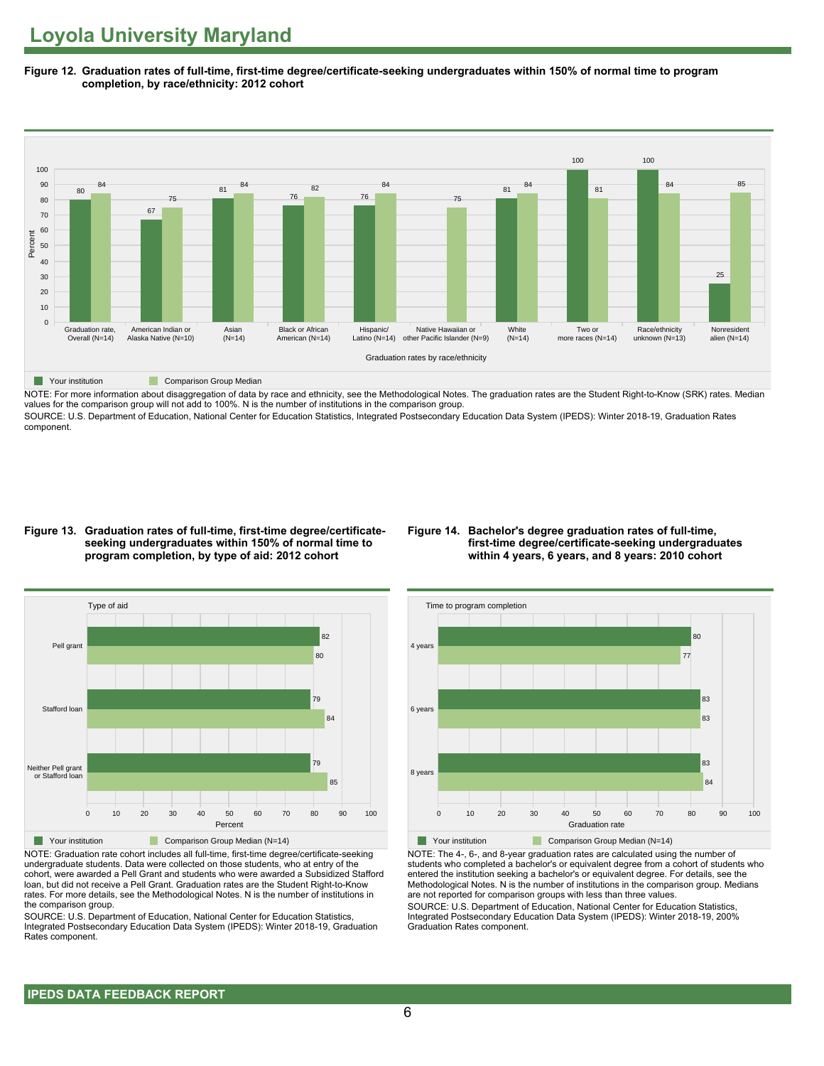# Loyola University Maryland

**Figure 12. Graduation rates of full-time, first-time degree/certificate-seeking undergraduates within 150% of normal time to program completion, by race/ethnicity: 2012 cohort**

| Graduation rates by race/ethnicity | Your institution | Comparison Group Median |
|---|---|---|
| Graduation rate, Overall (N=14) | 80 | 84 |
| American Indian or Alaska Native (N=10) | 67 | 75 |
| Asian (N=14) | 81 | 84 |
| Black or African American (N=14) | 76 | 82 |
| Hispanic/ Latino (N=14) | 76 | 84 |
| Native Hawaiian or other Pacific Islander (N=9) | | 75 |
| White (N=14) | 81 | 84 |
| Two or more races (N=14) | 100 | 81 |
| Race/ethnicity unknown (N=13) | 100 | 84 |
| Nonresident alien (N=14) | 25 | 85 |

NOTE: For more information about disaggregation of data by race and ethnicity, see the Methodological Notes. The graduation rates are the Student Right-to-Know (SRK) rates. Median values for the comparison group will not add to 100%. N is the number of institutions in the comparison group.

SOURCE: U.S. Department of Education, National Center for Education Statistics, Integrated Postsecondary Education Data System (IPEDS): Winter 2018-19, Graduation Rates component.

**Figure 13. Graduation rates of full-time, first-time degree/certificate-seeking undergraduates within 150% of normal time to program completion, by type of aid: 2012 cohort**

| Type of aid | Your institution | Comparison Group Median (N=14) |
|---|---|---|
| Pell grant | 82 | 80 |
| Stafford loan | 79 | 84 |
| Neither Pell grant or Stafford loan | 79 | 85 |

NOTE: Graduation rate cohort includes all full-time, first-time degree/certificate-seeking undergraduate students. Data were collected on those students, who at entry of the cohort, were awarded a Pell Grant and students who were awarded a Subsidized Stafford loan, but did not receive a Pell Grant. Graduation rates are the Student Right-to-Know rates. For more details, see the Methodological Notes. N is the number of institutions in the comparison group.

SOURCE: U.S. Department of Education, National Center for Education Statistics, Integrated Postsecondary Education Data System (IPEDS): Winter 2018-19, Graduation Rates component.

**Figure 14. Bachelor's degree graduation rates of full-time, first-time degree/certificate-seeking undergraduates within 4 years, 6 years, and 8 years: 2010 cohort**

| Time to program completion | Your institution | Comparison Group Median (N=14) |
|---|---|---|
| 4 years | 80 | 77 |
| 6 years | 83 | 83 |
| 8 years | 83 | 84 |

NOTE: The 4-, 6-, and 8-year graduation rates are calculated using the number of students who completed a bachelor's or equivalent degree from a cohort of students who entered the institution seeking a bachelor's or equivalent degree. For details, see the Methodological Notes. N is the number of institutions in the comparison group. Medians are not reported for comparison groups with less than three values.

SOURCE: U.S. Department of Education, National Center for Education Statistics, Integrated Postsecondary Education Data System (IPEDS): Winter 2018-19, 200% Graduation Rates component.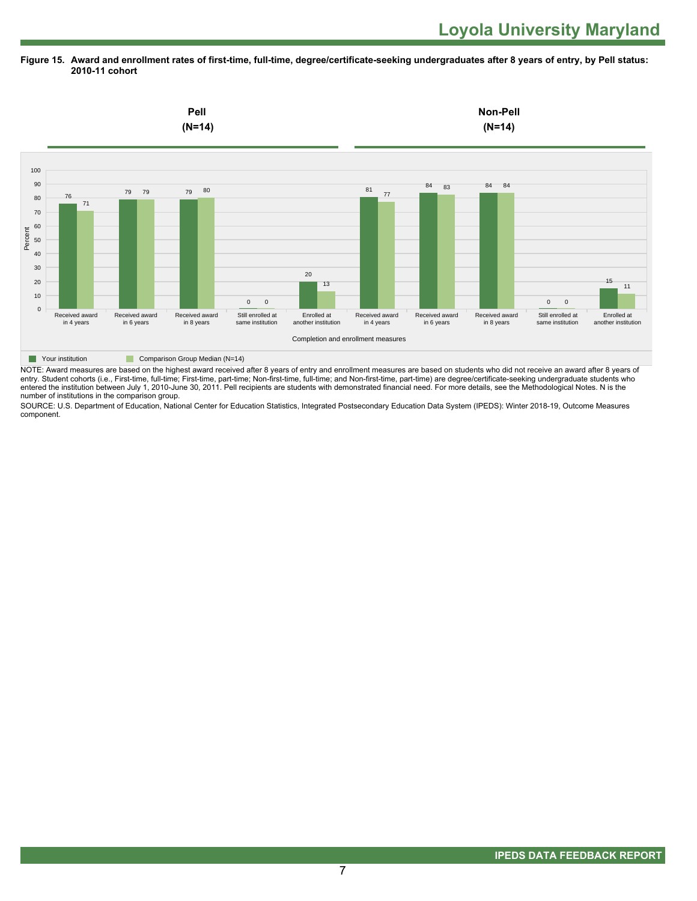**Figure 15. Award and enrollment rates of first-time, full-time, degree/certificate-seeking undergraduates after 8 years of entry, by Pell status: 2010-11 cohort**

| Completion and enrollment measures | Pell (N=14): Your institution | Pell (N=14): Comparison Group Median (N=14) | Non-Pell (N=14): Your institution | Non-Pell (N=14): Comparison Group Median (N=14) |
|---|---|---|---|---|
| Received award in 4 years | 76 | 71 | 81 | 77 |
| Received award in 6 years | 79 | 79 | 84 | 83 |
| Received award in 8 years | 79 | 80 | 84 | 84 |
| Still enrolled at same institution | 0 | 0 | 0 | 0 |
| Enrolled at another institution | 20 | 13 | 15 | 11 |

NOTE: Award measures are based on the highest award received after 8 years of entry and enrollment measures are based on students who did not receive an award after 8 years of entry. Student cohorts (i.e., First-time, full-time; First-time, part-time; Non-first-time, full-time; and Non-first-time, part-time) are degree/certificate-seeking undergraduate students who entered the institution between July 1, 2010-June 30, 2011. Pell recipients are students with demonstrated financial need. For more details, see the Methodological Notes. N is the number of institutions in the comparison group.

SOURCE: U.S. Department of Education, National Center for Education Statistics, Integrated Postsecondary Education Data System (IPEDS): Winter 2018-19, Outcome Measures component.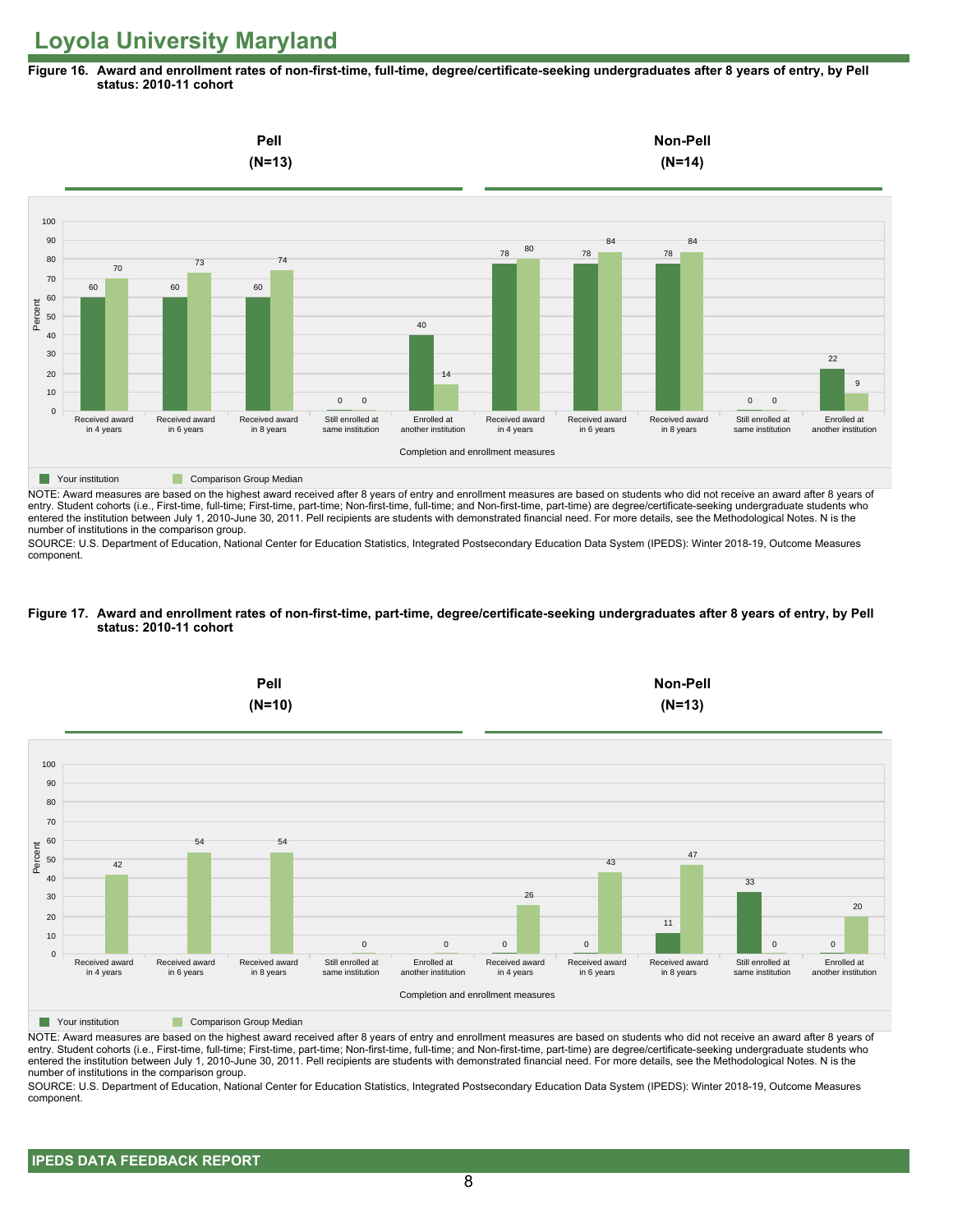# Loyola University Maryland

**Figure 16. Award and enrollment rates of non-first-time, full-time, degree/certificate-seeking undergraduates after 8 years of entry, by Pell status: 2010-11 cohort**

| Completion and enrollment measures | Pell (N=13): Your institution | Pell (N=13): Comparison Group Median | Non-Pell (N=14): Your institution | Non-Pell (N=14): Comparison Group Median |
|---|---|---|---|---|
| Received award in 4 years | 60 | 70 | 78 | 80 |
| Received award in 6 years | 60 | 73 | 78 | 84 |
| Received award in 8 years | 60 | 74 | 78 | 84 |
| Still enrolled at same institution | 0 | 0 | 0 | 0 |
| Enrolled at another institution | 40 | 14 | 22 | 9 |

NOTE: Award measures are based on the highest award received after 8 years of entry and enrollment measures are based on students who did not receive an award after 8 years of entry. Student cohorts (i.e., First-time, full-time; First-time, part-time; Non-first-time, full-time; and Non-first-time, part-time) are degree/certificate-seeking undergraduate students who entered the institution between July 1, 2010-June 30, 2011. Pell recipients are students with demonstrated financial need. For more details, see the Methodological Notes. N is the number of institutions in the comparison group.

SOURCE: U.S. Department of Education, National Center for Education Statistics, Integrated Postsecondary Education Data System (IPEDS): Winter 2018-19, Outcome Measures component.

**Figure 17. Award and enrollment rates of non-first-time, part-time, degree/certificate-seeking undergraduates after 8 years of entry, by Pell status: 2010-11 cohort**

| Completion and enrollment measures | Pell (N=10): Your institution | Pell (N=10): Comparison Group Median | Non-Pell (N=13): Your institution | Non-Pell (N=13): Comparison Group Median |
|---|---|---|---|---|
| Received award in 4 years | | 42 | 0 | 26 |
| Received award in 6 years | | 54 | 0 | 43 |
| Received award in 8 years | | 54 | 11 | 47 |
| Still enrolled at same institution | | 0 | 33 | 0 |
| Enrolled at another institution | | 0 | 0 | 20 |

NOTE: Award measures are based on the highest award received after 8 years of entry and enrollment measures are based on students who did not receive an award after 8 years of entry. Student cohorts (i.e., First-time, full-time; First-time, part-time; Non-first-time, full-time; and Non-first-time, part-time) are degree/certificate-seeking undergraduate students who entered the institution between July 1, 2010-June 30, 2011. Pell recipients are students with demonstrated financial need. For more details, see the Methodological Notes. N is the number of institutions in the comparison group.

SOURCE: U.S. Department of Education, National Center for Education Statistics, Integrated Postsecondary Education Data System (IPEDS): Winter 2018-19, Outcome Measures component.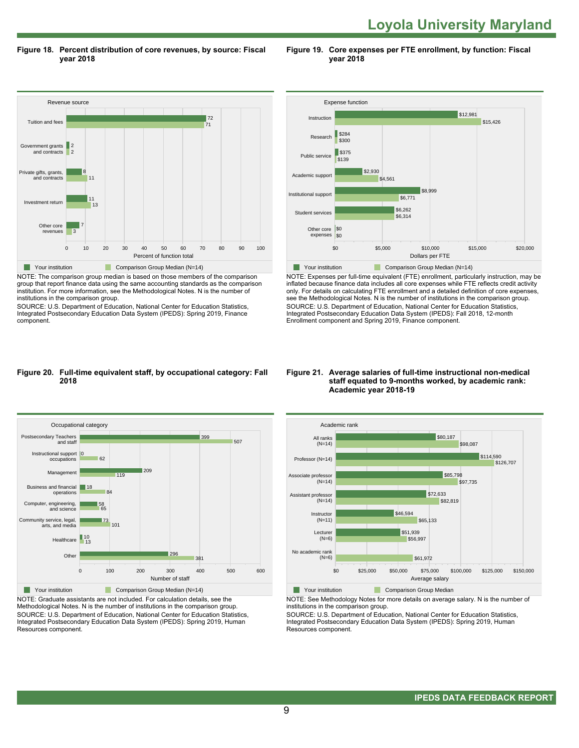# Loyola University Maryland

**Figure 18. Percent distribution of core revenues, by source: Fiscal year 2018**

| Revenue source | Your institution | Comparison Group Median (N=14) |
|---|---|---|
| Tuition and fees | 72 | 71 |
| Government grants and contracts | 2 | 2 |
| Private gifts, grants, and contracts | 8 | 11 |
| Investment return | 11 | 13 |
| Other core revenues | 7 | 3 |

Percent of function total

NOTE: The comparison group median is based on those members of the comparison group that report finance data using the same accounting standards as the comparison institution. For more information, see the Methodological Notes. N is the number of institutions in the comparison group.
SOURCE: U.S. Department of Education, National Center for Education Statistics, Integrated Postsecondary Education Data System (IPEDS): Spring 2019, Finance component.

**Figure 19. Core expenses per FTE enrollment, by function: Fiscal year 2018**

| Expense function | Your institution | Comparison Group Median (N=14) |
|---|---|---|
| Instruction | $12,981 | $15,426 |
| Research | $284 | $300 |
| Public service | $375 | $139 |
| Academic support | $2,930 | $4,561 |
| Institutional support | $8,999 | $6,771 |
| Student services | $6,262 | $6,314 |
| Other core expenses | $0 | $0 |

Dollars per FTE

NOTE: Expenses per full-time equivalent (FTE) enrollment, particularly instruction, may be inflated because finance data includes all core expenses while FTE reflects credit activity only. For details on calculating FTE enrollment and a detailed definition of core expenses, see the Methodological Notes. N is the number of institutions in the comparison group.
SOURCE: U.S. Department of Education, National Center for Education Statistics, Integrated Postsecondary Education Data System (IPEDS): Fall 2018, 12-month Enrollment component and Spring 2019, Finance component.

**Figure 20. Full-time equivalent staff, by occupational category: Fall 2018**

| Occupational category | Your institution | Comparison Group Median (N=14) |
|---|---|---|
| Postsecondary Teachers and staff | 399 | 507 |
| Instructional support occupations | 0 | 62 |
| Management | 209 | 119 |
| Business and financial operations | 18 | 84 |
| Computer, engineering, and science | 58 | 65 |
| Community service, legal, arts, and media | 73 | 101 |
| Healthcare | 10 | 13 |
| Other | 296 | 381 |

Number of staff

NOTE: Graduate assistants are not included. For calculation details, see the Methodological Notes. N is the number of institutions in the comparison group.
SOURCE: U.S. Department of Education, National Center for Education Statistics, Integrated Postsecondary Education Data System (IPEDS): Spring 2019, Human Resources component.

**Figure 21. Average salaries of full-time instructional non-medical staff equated to 9-months worked, by academic rank: Academic year 2018-19**

| Academic rank | Your institution | Comparison Group Median |
|---|---|---|
| All ranks (N=14) | $80,187 | $98,087 |
| Professor (N=14) | $114,590 | $126,707 |
| Associate professor (N=14) | $85,798 | $97,735 |
| Assistant professor (N=14) | $72,633 | $82,819 |
| Instructor (N=11) | $46,594 | $65,133 |
| Lecturer (N=6) | $51,939 | $56,997 |
| No academic rank (N=6) | | $61,972 |

Average salary

NOTE: See Methodology Notes for more details on average salary. N is the number of institutions in the comparison group.
SOURCE: U.S. Department of Education, National Center for Education Statistics, Integrated Postsecondary Education Data System (IPEDS): Spring 2019, Human Resources component.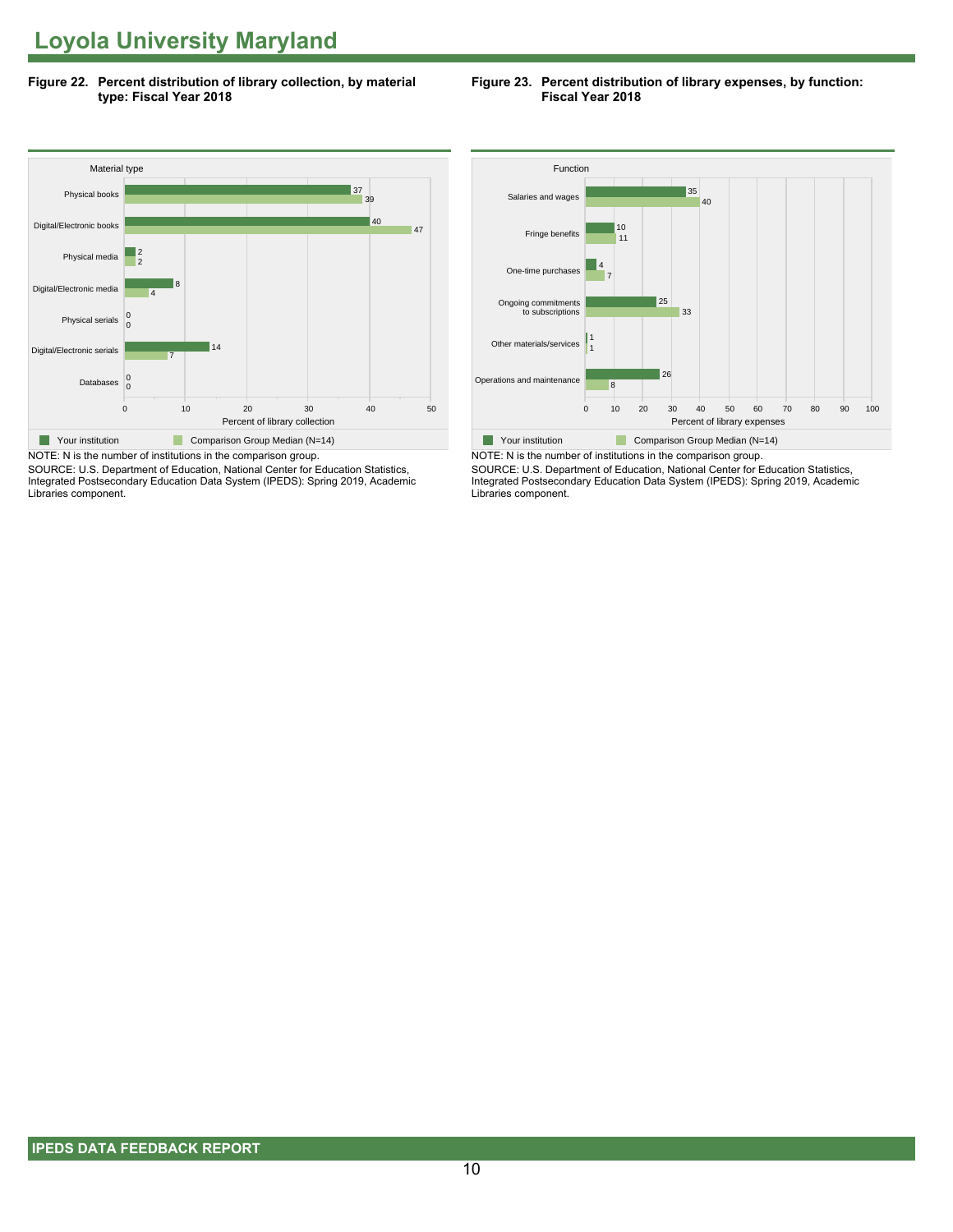# Loyola University Maryland

**Figure 22. Percent distribution of library collection, by material type: Fiscal Year 2018**

| Material type | Your institution | Comparison Group Median (N=14) |
|---|---|---|
| Physical books | 37 | 39 |
| Digital/Electronic books | 40 | 47 |
| Physical media | 2 | 2 |
| Digital/Electronic media | 8 | 4 |
| Physical serials | 0 | 0 |
| Digital/Electronic serials | 14 | 7 |
| Databases | 0 | 0 |

Percent of library collection

NOTE: N is the number of institutions in the comparison group.
SOURCE: U.S. Department of Education, National Center for Education Statistics, Integrated Postsecondary Education Data System (IPEDS): Spring 2019, Academic Libraries component.

**Figure 23. Percent distribution of library expenses, by function: Fiscal Year 2018**

| Function | Your institution | Comparison Group Median (N=14) |
|---|---|---|
| Salaries and wages | 35 | 40 |
| Fringe benefits | 10 | 11 |
| One-time purchases | 4 | 7 |
| Ongoing commitments to subscriptions | 25 | 33 |
| Other materials/services | 1 | 1 |
| Operations and maintenance | 26 | 8 |

Percent of library expenses

NOTE: N is the number of institutions in the comparison group.
SOURCE: U.S. Department of Education, National Center for Education Statistics, Integrated Postsecondary Education Data System (IPEDS): Spring 2019, Academic Libraries component.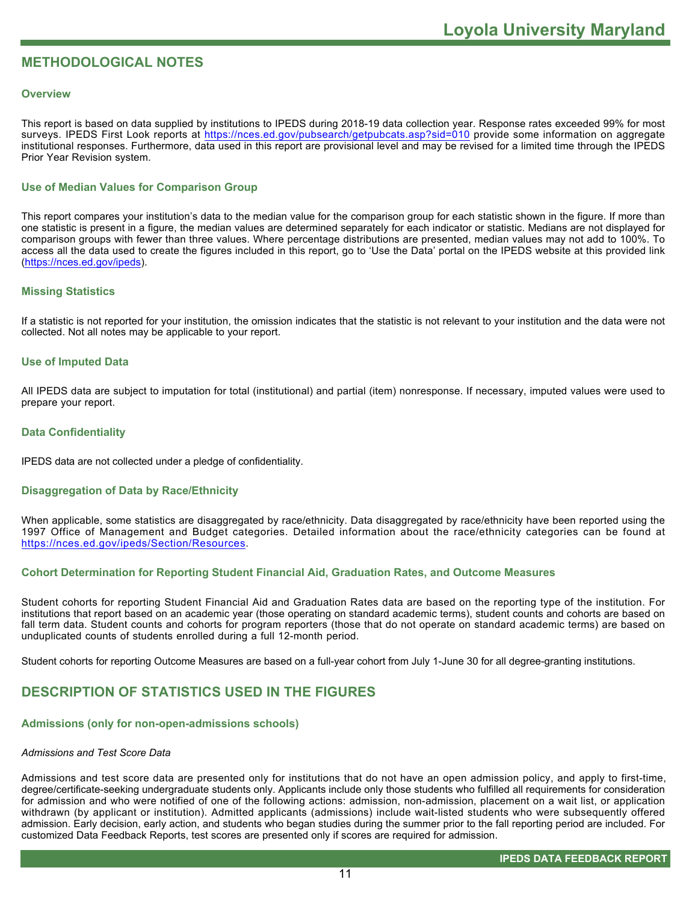## METHODOLOGICAL NOTES

### Overview

This report is based on data supplied by institutions to IPEDS during 2018-19 data collection year. Response rates exceeded 99% for most surveys. IPEDS First Look reports at https://nces.ed.gov/pubsearch/getpubcats.asp?sid=010 provide some information on aggregate institutional responses. Furthermore, data used in this report are provisional level and may be revised for a limited time through the IPEDS Prior Year Revision system.

### Use of Median Values for Comparison Group

This report compares your institution's data to the median value for the comparison group for each statistic shown in the figure. If more than one statistic is present in a figure, the median values are determined separately for each indicator or statistic. Medians are not displayed for comparison groups with fewer than three values. Where percentage distributions are presented, median values may not add to 100%. To access all the data used to create the figures included in this report, go to 'Use the Data' portal on the IPEDS website at this provided link (https://nces.ed.gov/ipeds).

### Missing Statistics

If a statistic is not reported for your institution, the omission indicates that the statistic is not relevant to your institution and the data were not collected. Not all notes may be applicable to your report.

### Use of Imputed Data

All IPEDS data are subject to imputation for total (institutional) and partial (item) nonresponse. If necessary, imputed values were used to prepare your report.

### Data Confidentiality

IPEDS data are not collected under a pledge of confidentiality.

### Disaggregation of Data by Race/Ethnicity

When applicable, some statistics are disaggregated by race/ethnicity. Data disaggregated by race/ethnicity have been reported using the 1997 Office of Management and Budget categories. Detailed information about the race/ethnicity categories can be found at https://nces.ed.gov/ipeds/Section/Resources.

### Cohort Determination for Reporting Student Financial Aid, Graduation Rates, and Outcome Measures

Student cohorts for reporting Student Financial Aid and Graduation Rates data are based on the reporting type of the institution. For institutions that report based on an academic year (those operating on standard academic terms), student counts and cohorts are based on fall term data. Student counts and cohorts for program reporters (those that do not operate on standard academic terms) are based on unduplicated counts of students enrolled during a full 12-month period.

Student cohorts for reporting Outcome Measures are based on a full-year cohort from July 1-June 30 for all degree-granting institutions.

## DESCRIPTION OF STATISTICS USED IN THE FIGURES

### Admissions (only for non-open-admissions schools)

*Admissions and Test Score Data*

Admissions and test score data are presented only for institutions that do not have an open admission policy, and apply to first-time, degree/certificate-seeking undergraduate students only. Applicants include only those students who fulfilled all requirements for consideration for admission and who were notified of one of the following actions: admission, non-admission, placement on a wait list, or application withdrawn (by applicant or institution). Admitted applicants (admissions) include wait-listed students who were subsequently offered admission. Early decision, early action, and students who began studies during the summer prior to the fall reporting period are included. For customized Data Feedback Reports, test scores are presented only if scores are required for admission.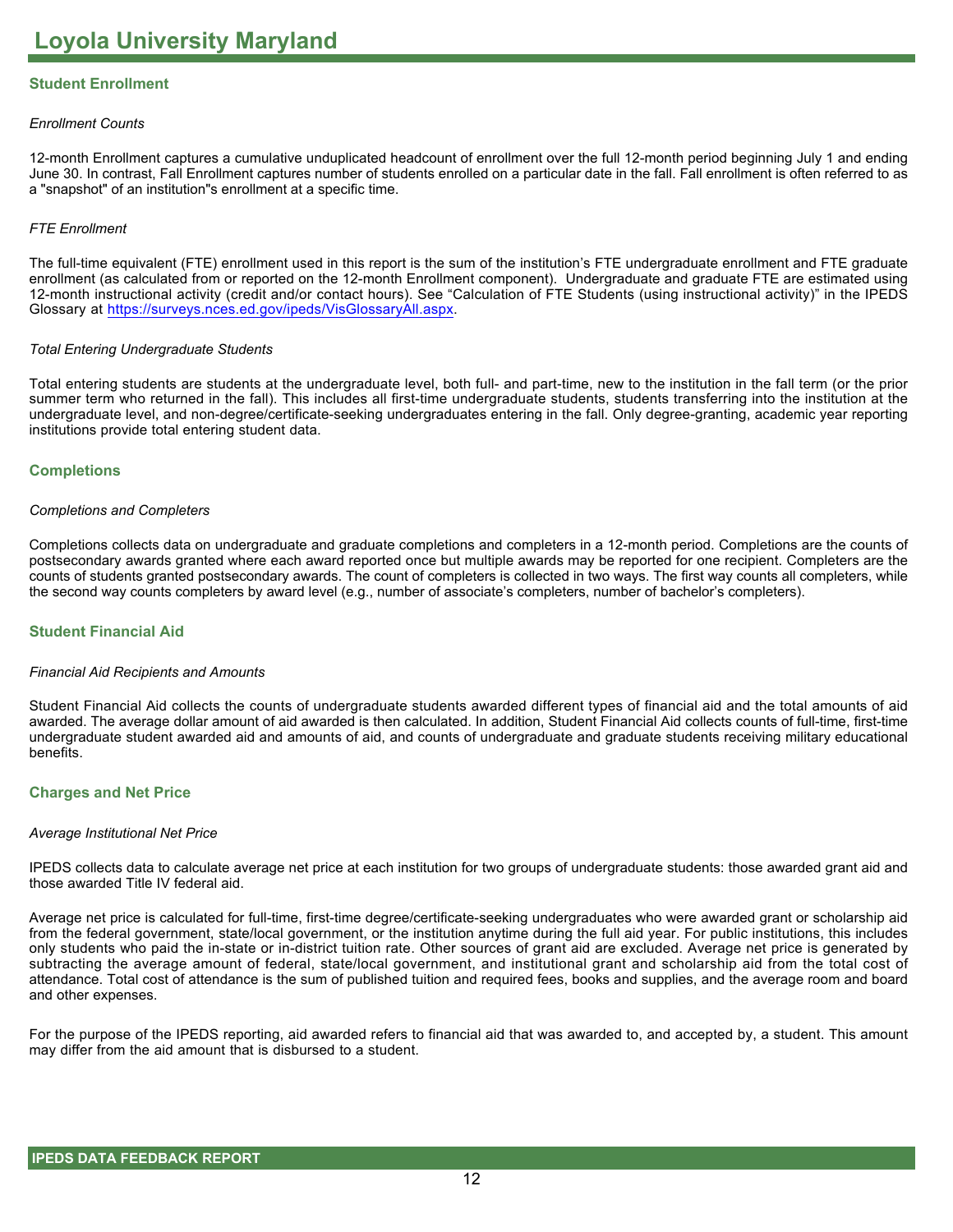# Loyola University Maryland

## Student Enrollment

*Enrollment Counts*

12-month Enrollment captures a cumulative unduplicated headcount of enrollment over the full 12-month period beginning July 1 and ending June 30. In contrast, Fall Enrollment captures number of students enrolled on a particular date in the fall. Fall enrollment is often referred to as a "snapshot" of an institution"s enrollment at a specific time.

*FTE Enrollment*

The full-time equivalent (FTE) enrollment used in this report is the sum of the institution's FTE undergraduate enrollment and FTE graduate enrollment (as calculated from or reported on the 12-month Enrollment component). Undergraduate and graduate FTE are estimated using 12-month instructional activity (credit and/or contact hours). See "Calculation of FTE Students (using instructional activity)" in the IPEDS Glossary at https://surveys.nces.ed.gov/ipeds/VisGlossaryAll.aspx.

*Total Entering Undergraduate Students*

Total entering students are students at the undergraduate level, both full- and part-time, new to the institution in the fall term (or the prior summer term who returned in the fall). This includes all first-time undergraduate students, students transferring into the institution at the undergraduate level, and non-degree/certificate-seeking undergraduates entering in the fall. Only degree-granting, academic year reporting institutions provide total entering student data.

## Completions

*Completions and Completers*

Completions collects data on undergraduate and graduate completions and completers in a 12-month period. Completions are the counts of postsecondary awards granted where each award reported once but multiple awards may be reported for one recipient. Completers are the counts of students granted postsecondary awards. The count of completers is collected in two ways. The first way counts all completers, while the second way counts completers by award level (e.g., number of associate's completers, number of bachelor's completers).

## Student Financial Aid

*Financial Aid Recipients and Amounts*

Student Financial Aid collects the counts of undergraduate students awarded different types of financial aid and the total amounts of aid awarded. The average dollar amount of aid awarded is then calculated. In addition, Student Financial Aid collects counts of full-time, first-time undergraduate student awarded aid and amounts of aid, and counts of undergraduate and graduate students receiving military educational benefits.

## Charges and Net Price

*Average Institutional Net Price*

IPEDS collects data to calculate average net price at each institution for two groups of undergraduate students: those awarded grant aid and those awarded Title IV federal aid.

Average net price is calculated for full-time, first-time degree/certificate-seeking undergraduates who were awarded grant or scholarship aid from the federal government, state/local government, or the institution anytime during the full aid year. For public institutions, this includes only students who paid the in-state or in-district tuition rate. Other sources of grant aid are excluded. Average net price is generated by subtracting the average amount of federal, state/local government, and institutional grant and scholarship aid from the total cost of attendance. Total cost of attendance is the sum of published tuition and required fees, books and supplies, and the average room and board and other expenses.

For the purpose of the IPEDS reporting, aid awarded refers to financial aid that was awarded to, and accepted by, a student. This amount may differ from the aid amount that is disbursed to a student.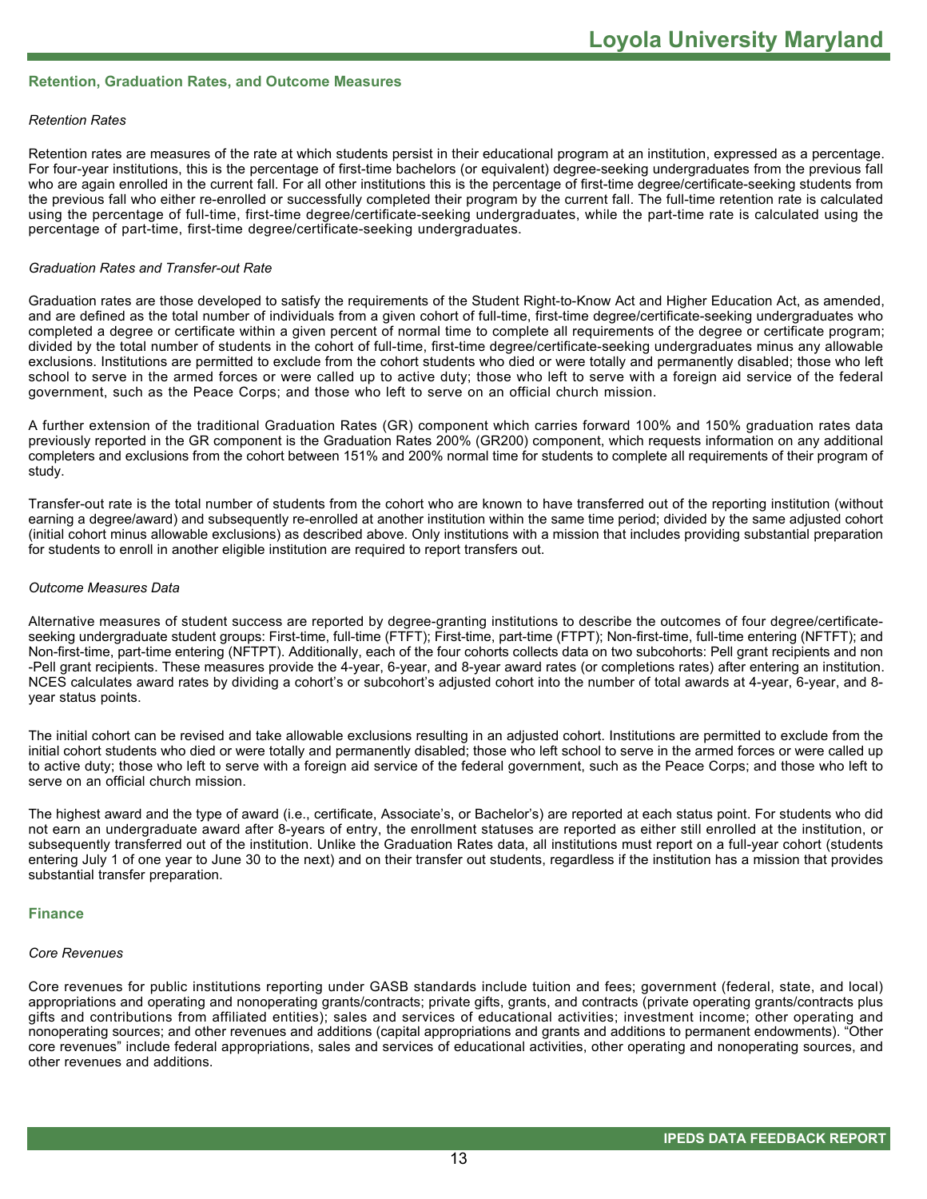## Retention, Graduation Rates, and Outcome Measures

*Retention Rates*

Retention rates are measures of the rate at which students persist in their educational program at an institution, expressed as a percentage. For four-year institutions, this is the percentage of first-time bachelors (or equivalent) degree-seeking undergraduates from the previous fall who are again enrolled in the current fall. For all other institutions this is the percentage of first-time degree/certificate-seeking students from the previous fall who either re-enrolled or successfully completed their program by the current fall. The full-time retention rate is calculated using the percentage of full-time, first-time degree/certificate-seeking undergraduates, while the part-time rate is calculated using the percentage of part-time, first-time degree/certificate-seeking undergraduates.

*Graduation Rates and Transfer-out Rate*

Graduation rates are those developed to satisfy the requirements of the Student Right-to-Know Act and Higher Education Act, as amended, and are defined as the total number of individuals from a given cohort of full-time, first-time degree/certificate-seeking undergraduates who completed a degree or certificate within a given percent of normal time to complete all requirements of the degree or certificate program; divided by the total number of students in the cohort of full-time, first-time degree/certificate-seeking undergraduates minus any allowable exclusions. Institutions are permitted to exclude from the cohort students who died or were totally and permanently disabled; those who left school to serve in the armed forces or were called up to active duty; those who left to serve with a foreign aid service of the federal government, such as the Peace Corps; and those who left to serve on an official church mission.

A further extension of the traditional Graduation Rates (GR) component which carries forward 100% and 150% graduation rates data previously reported in the GR component is the Graduation Rates 200% (GR200) component, which requests information on any additional completers and exclusions from the cohort between 151% and 200% normal time for students to complete all requirements of their program of study.

Transfer-out rate is the total number of students from the cohort who are known to have transferred out of the reporting institution (without earning a degree/award) and subsequently re-enrolled at another institution within the same time period; divided by the same adjusted cohort (initial cohort minus allowable exclusions) as described above. Only institutions with a mission that includes providing substantial preparation for students to enroll in another eligible institution are required to report transfers out.

*Outcome Measures Data*

Alternative measures of student success are reported by degree-granting institutions to describe the outcomes of four degree/certificate-seeking undergraduate student groups: First-time, full-time (FTFT); First-time, part-time (FTPT); Non-first-time, full-time entering (NFTFT); and Non-first-time, part-time entering (NFTPT). Additionally, each of the four cohorts collects data on two subcohorts: Pell grant recipients and non -Pell grant recipients. These measures provide the 4-year, 6-year, and 8-year award rates (or completions rates) after entering an institution. NCES calculates award rates by dividing a cohort's or subcohort's adjusted cohort into the number of total awards at 4-year, 6-year, and 8-year status points.

The initial cohort can be revised and take allowable exclusions resulting in an adjusted cohort. Institutions are permitted to exclude from the initial cohort students who died or were totally and permanently disabled; those who left school to serve in the armed forces or were called up to active duty; those who left to serve with a foreign aid service of the federal government, such as the Peace Corps; and those who left to serve on an official church mission.

The highest award and the type of award (i.e., certificate, Associate's, or Bachelor's) are reported at each status point. For students who did not earn an undergraduate award after 8-years of entry, the enrollment statuses are reported as either still enrolled at the institution, or subsequently transferred out of the institution. Unlike the Graduation Rates data, all institutions must report on a full-year cohort (students entering July 1 of one year to June 30 to the next) and on their transfer out students, regardless if the institution has a mission that provides substantial transfer preparation.

## Finance

*Core Revenues*

Core revenues for public institutions reporting under GASB standards include tuition and fees; government (federal, state, and local) appropriations and operating and nonoperating grants/contracts; private gifts, grants, and contracts (private operating grants/contracts plus gifts and contributions from affiliated entities); sales and services of educational activities; investment income; other operating and nonoperating sources; and other revenues and additions (capital appropriations and grants and additions to permanent endowments). "Other core revenues" include federal appropriations, sales and services of educational activities, other operating and nonoperating sources, and other revenues and additions.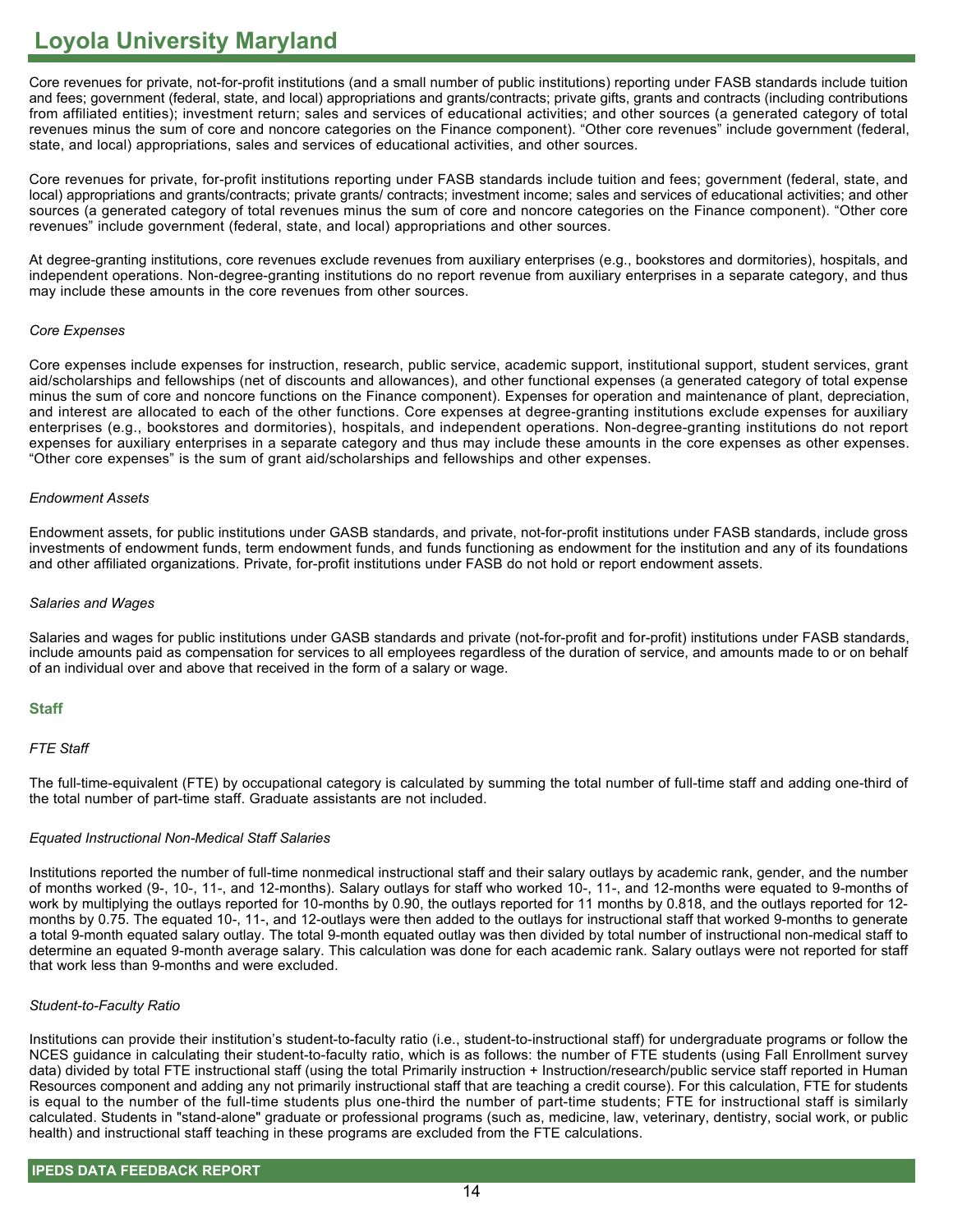Core revenues for private, not-for-profit institutions (and a small number of public institutions) reporting under FASB standards include tuition and fees; government (federal, state, and local) appropriations and grants/contracts; private gifts, grants and contracts (including contributions from affiliated entities); investment return; sales and services of educational activities; and other sources (a generated category of total revenues minus the sum of core and noncore categories on the Finance component). “Other core revenues” include government (federal, state, and local) appropriations, sales and services of educational activities, and other sources.

Core revenues for private, for-profit institutions reporting under FASB standards include tuition and fees; government (federal, state, and local) appropriations and grants/contracts; private grants/ contracts; investment income; sales and services of educational activities; and other sources (a generated category of total revenues minus the sum of core and noncore categories on the Finance component). “Other core revenues” include government (federal, state, and local) appropriations and other sources.

At degree-granting institutions, core revenues exclude revenues from auxiliary enterprises (e.g., bookstores and dormitories), hospitals, and independent operations. Non-degree-granting institutions do no report revenue from auxiliary enterprises in a separate category, and thus may include these amounts in the core revenues from other sources.

*Core Expenses*

Core expenses include expenses for instruction, research, public service, academic support, institutional support, student services, grant aid/scholarships and fellowships (net of discounts and allowances), and other functional expenses (a generated category of total expense minus the sum of core and noncore functions on the Finance component). Expenses for operation and maintenance of plant, depreciation, and interest are allocated to each of the other functions. Core expenses at degree-granting institutions exclude expenses for auxiliary enterprises (e.g., bookstores and dormitories), hospitals, and independent operations. Non-degree-granting institutions do not report expenses for auxiliary enterprises in a separate category and thus may include these amounts in the core expenses as other expenses. “Other core expenses” is the sum of grant aid/scholarships and fellowships and other expenses.

*Endowment Assets*

Endowment assets, for public institutions under GASB standards, and private, not-for-profit institutions under FASB standards, include gross investments of endowment funds, term endowment funds, and funds functioning as endowment for the institution and any of its foundations and other affiliated organizations. Private, for-profit institutions under FASB do not hold or report endowment assets.

*Salaries and Wages*

Salaries and wages for public institutions under GASB standards and private (not-for-profit and for-profit) institutions under FASB standards, include amounts paid as compensation for services to all employees regardless of the duration of service, and amounts made to or on behalf of an individual over and above that received in the form of a salary or wage.

## Staff

*FTE Staff*

The full-time-equivalent (FTE) by occupational category is calculated by summing the total number of full-time staff and adding one-third of the total number of part-time staff. Graduate assistants are not included.

*Equated Instructional Non-Medical Staff Salaries*

Institutions reported the number of full-time nonmedical instructional staff and their salary outlays by academic rank, gender, and the number of months worked (9-, 10-, 11-, and 12-months). Salary outlays for staff who worked 10-, 11-, and 12-months were equated to 9-months of work by multiplying the outlays reported for 10-months by 0.90, the outlays reported for 11 months by 0.818, and the outlays reported for 12-months by 0.75. The equated 10-, 11-, and 12-outlays were then added to the outlays for instructional staff that worked 9-months to generate a total 9-month equated salary outlay. The total 9-month equated outlay was then divided by total number of instructional non-medical staff to determine an equated 9-month average salary. This calculation was done for each academic rank. Salary outlays were not reported for staff that work less than 9-months and were excluded.

*Student-to-Faculty Ratio*

Institutions can provide their institution’s student-to-faculty ratio (i.e., student-to-instructional staff) for undergraduate programs or follow the NCES guidance in calculating their student-to-faculty ratio, which is as follows: the number of FTE students (using Fall Enrollment survey data) divided by total FTE instructional staff (using the total Primarily instruction + Instruction/research/public service staff reported in Human Resources component and adding any not primarily instructional staff that are teaching a credit course). For this calculation, FTE for students is equal to the number of the full-time students plus one-third the number of part-time students; FTE for instructional staff is similarly calculated. Students in "stand-alone" graduate or professional programs (such as, medicine, law, veterinary, dentistry, social work, or public health) and instructional staff teaching in these programs are excluded from the FTE calculations.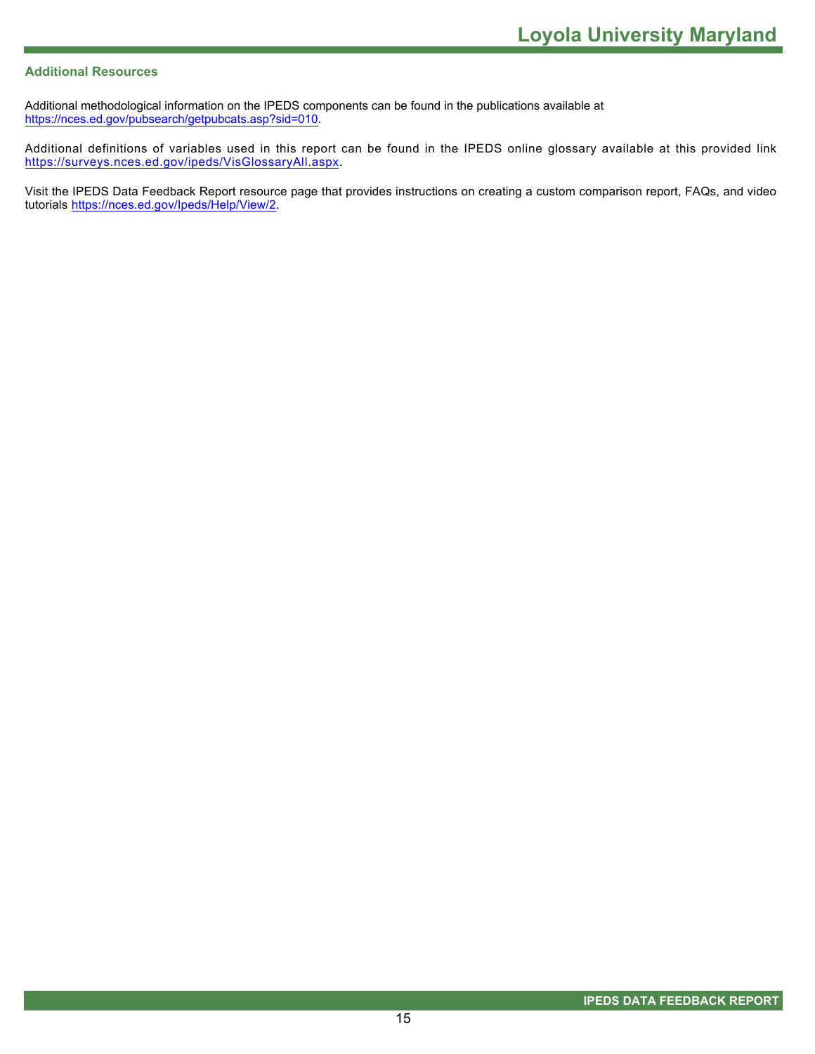### Additional Resources

Additional methodological information on the IPEDS components can be found in the publications available at https://nces.ed.gov/pubsearch/getpubcats.asp?sid=010.

Additional definitions of variables used in this report can be found in the IPEDS online glossary available at this provided link https://surveys.nces.ed.gov/ipeds/VisGlossaryAll.aspx.

Visit the IPEDS Data Feedback Report resource page that provides instructions on creating a custom comparison report, FAQs, and video tutorials https://nces.ed.gov/Ipeds/Help/View/2.